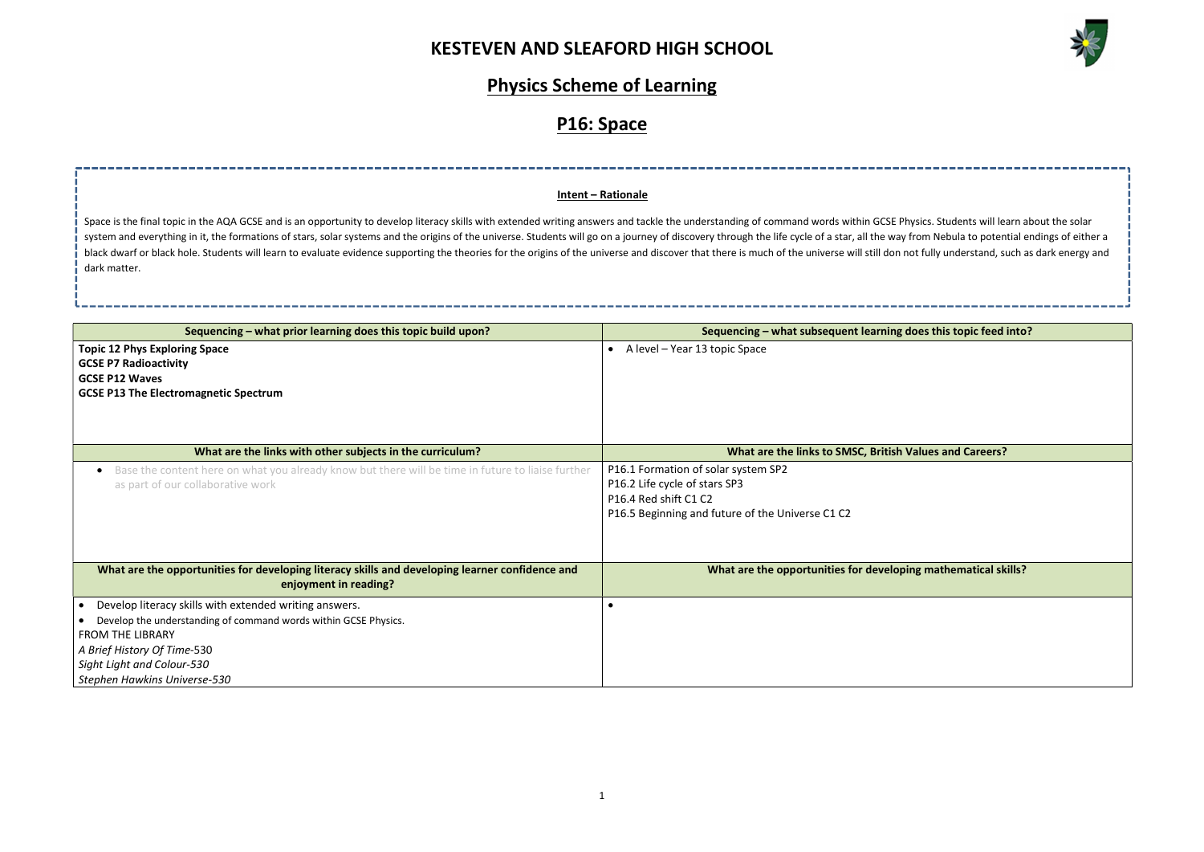# KESTEVEN AND SLEAFORD HIGH SCHOOL

## Physics Scheme of Learning

## P16: Space

**Intent – Rationale**

Space is the final topic in the AQA GCSE and is an opportunity to develop literacy skills with extended writing answers and tackle the understanding of command words within GCSE Physics. Students will learn about the solar system and everything in it, the formations of stars, solar systems and the origins of the universe. Students will go on a journey of discovery through the life cycle of a star, all the way from Nebula to potential endings of either a black dwarf or black hole. Students will learn to evaluate evidence supporting the theories for the origins of the universe and discover that there is much of the universe will still don not fully understand, such as dark energy and dark matter.

| Sequencing – what prior learning does this topic build upon? | Sequencing – what subsequent learning does this topic feed into? |
|---|---|
| **Topic 12 Phys Exploring Space**<br>**GCSE P7 Radioactivity**<br>**GCSE P12 Waves**<br>**GCSE P13 The Electromagnetic Spectrum** | • A level – Year 13 topic Space |
| **What are the links with other subjects in the curriculum?** | **What are the links to SMSC, British Values and Careers?** |
| • Base the content here on what you already know but there will be time in future to liaise further as part of our collaborative work | P16.1 Formation of solar system SP2<br>P16.2 Life cycle of stars SP3<br>P16.4 Red shift C1 C2<br>P16.5 Beginning and future of the Universe C1 C2 |
| **What are the opportunities for developing literacy skills and developing learner confidence and enjoyment in reading?** | **What are the opportunities for developing mathematical skills?** |
| • Develop literacy skills with extended writing answers.<br>• Develop the understanding of command words within GCSE Physics.<br>FROM THE LIBRARY<br>*A Brief History Of Time*-530<br>*Sight Light and Colour-530*<br>*Stephen Hawkins Universe-530* | • |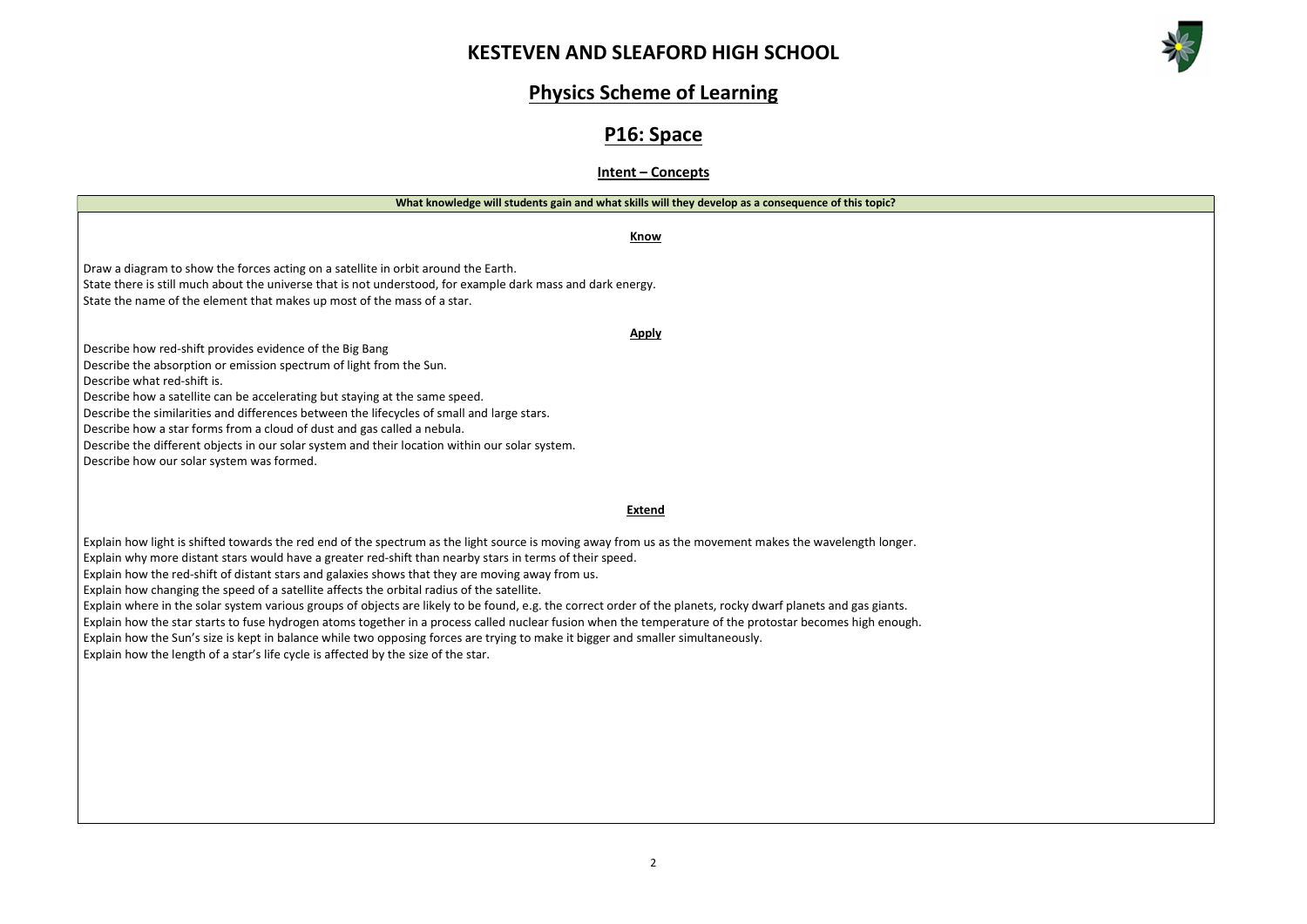# KESTEVEN AND SLEAFORD HIGH SCHOOL

## Physics Scheme of Learning

## P16: Space

### Intent – Concepts

**What knowledge will students gain and what skills will they develop as a consequence of this topic?**

**Know**

Draw a diagram to show the forces acting on a satellite in orbit around the Earth.
State there is still much about the universe that is not understood, for example dark mass and dark energy.
State the name of the element that makes up most of the mass of a star.

**Apply**

Describe how red-shift provides evidence of the Big Bang
Describe the absorption or emission spectrum of light from the Sun.
Describe what red-shift is.
Describe how a satellite can be accelerating but staying at the same speed.
Describe the similarities and differences between the lifecycles of small and large stars.
Describe how a star forms from a cloud of dust and gas called a nebula.
Describe the different objects in our solar system and their location within our solar system.
Describe how our solar system was formed.

**Extend**

Explain how light is shifted towards the red end of the spectrum as the light source is moving away from us as the movement makes the wavelength longer.
Explain why more distant stars would have a greater red-shift than nearby stars in terms of their speed.
Explain how the red-shift of distant stars and galaxies shows that they are moving away from us.
Explain how changing the speed of a satellite affects the orbital radius of the satellite.
Explain where in the solar system various groups of objects are likely to be found, e.g. the correct order of the planets, rocky dwarf planets and gas giants.
Explain how the star starts to fuse hydrogen atoms together in a process called nuclear fusion when the temperature of the protostar becomes high enough.
Explain how the Sun's size is kept in balance while two opposing forces are trying to make it bigger and smaller simultaneously.
Explain how the length of a star's life cycle is affected by the size of the star.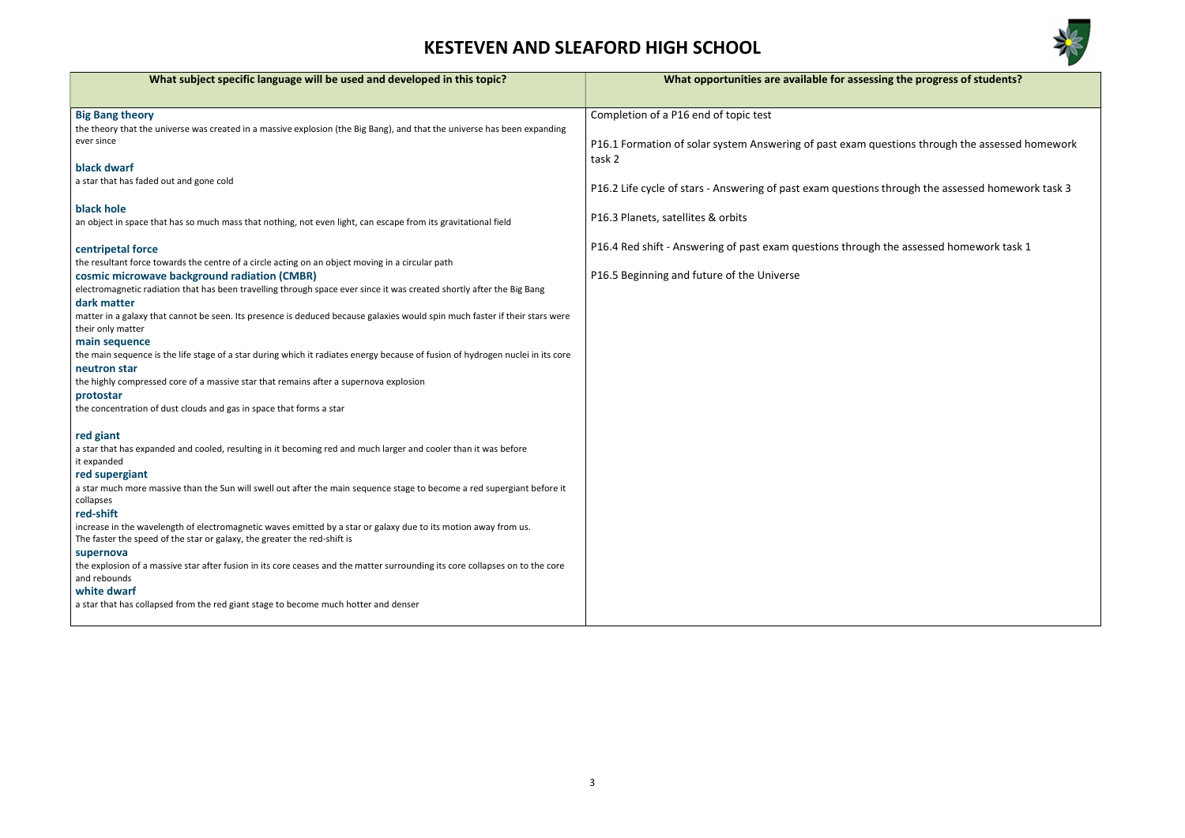# KESTEVEN AND SLEAFORD HIGH SCHOOL

| What subject specific language will be used and developed in this topic? | What opportunities are available for assessing the progress of students? |
|---|---|
| **Big Bang theory**<br>the theory that the universe was created in a massive explosion (the Big Bang), and that the universe has been expanding ever since<br><br>**black dwarf**<br>a star that has faded out and gone cold<br><br>**black hole**<br>an object in space that has so much mass that nothing, not even light, can escape from its gravitational field<br><br>**centripetal force**<br>the resultant force towards the centre of a circle acting on an object moving in a circular path<br>**cosmic microwave background radiation (CMBR)**<br>electromagnetic radiation that has been travelling through space ever since it was created shortly after the Big Bang<br>**dark matter**<br>matter in a galaxy that cannot be seen. Its presence is deduced because galaxies would spin much faster if their stars were their only matter<br>**main sequence**<br>the main sequence is the life stage of a star during which it radiates energy because of fusion of hydrogen nuclei in its core<br>**neutron star**<br>the highly compressed core of a massive star that remains after a supernova explosion<br>**protostar**<br>the concentration of dust clouds and gas in space that forms a star<br><br>**red giant**<br>a star that has expanded and cooled, resulting in it becoming red and much larger and cooler than it was before it expanded<br>**red supergiant**<br>a star much more massive than the Sun will swell out after the main sequence stage to become a red supergiant before it collapses<br>**red-shift**<br>increase in the wavelength of electromagnetic waves emitted by a star or galaxy due to its motion away from us. The faster the speed of the star or galaxy, the greater the red-shift is<br>**supernova**<br>the explosion of a massive star after fusion in its core ceases and the matter surrounding its core collapses on to the core and rebounds<br>**white dwarf**<br>a star that has collapsed from the red giant stage to become much hotter and denser | Completion of a P16 end of topic test<br><br>P16.1 Formation of solar system Answering of past exam questions through the assessed homework task 2<br><br>P16.2 Life cycle of stars - Answering of past exam questions through the assessed homework task 3<br><br>P16.3 Planets, satellites & orbits<br><br>P16.4 Red shift - Answering of past exam questions through the assessed homework task 1<br><br>P16.5 Beginning and future of the Universe |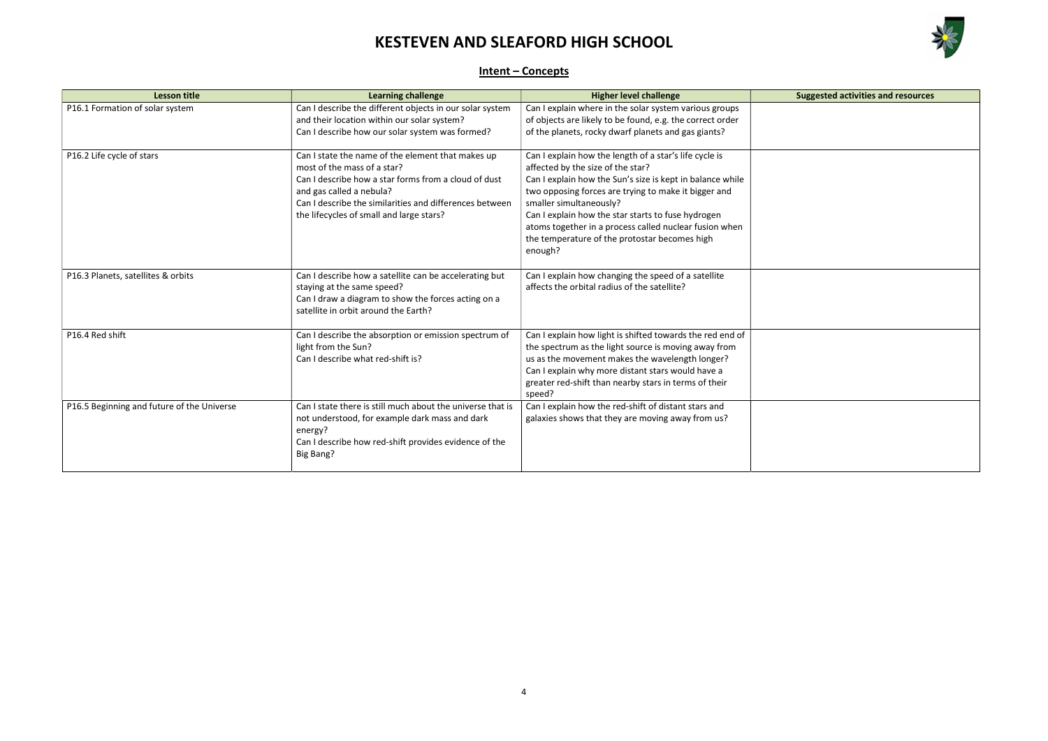# KESTEVEN AND SLEAFORD HIGH SCHOOL

## Intent – Concepts

| Lesson title | Learning challenge | Higher level challenge | Suggested activities and resources |
|---|---|---|---|
| P16.1 Formation of solar system | Can I describe the different objects in our solar system and their location within our solar system?<br>Can I describe how our solar system was formed? | Can I explain where in the solar system various groups of objects are likely to be found, e.g. the correct order of the planets, rocky dwarf planets and gas giants? | |
| P16.2 Life cycle of stars | Can I state the name of the element that makes up most of the mass of a star?<br>Can I describe how a star forms from a cloud of dust and gas called a nebula?<br>Can I describe the similarities and differences between the lifecycles of small and large stars? | Can I explain how the length of a star's life cycle is affected by the size of the star?<br>Can I explain how the Sun's size is kept in balance while two opposing forces are trying to make it bigger and smaller simultaneously?<br>Can I explain how the star starts to fuse hydrogen atoms together in a process called nuclear fusion when the temperature of the protostar becomes high enough? | |
| P16.3 Planets, satellites & orbits | Can I describe how a satellite can be accelerating but staying at the same speed?<br>Can I draw a diagram to show the forces acting on a satellite in orbit around the Earth? | Can I explain how changing the speed of a satellite affects the orbital radius of the satellite? | |
| P16.4 Red shift | Can I describe the absorption or emission spectrum of light from the Sun?<br>Can I describe what red-shift is? | Can I explain how light is shifted towards the red end of the spectrum as the light source is moving away from us as the movement makes the wavelength longer?<br>Can I explain why more distant stars would have a greater red-shift than nearby stars in terms of their speed? | |
| P16.5 Beginning and future of the Universe | Can I state there is still much about the universe that is not understood, for example dark mass and dark energy?<br>Can I describe how red-shift provides evidence of the Big Bang? | Can I explain how the red-shift of distant stars and galaxies shows that they are moving away from us? | |